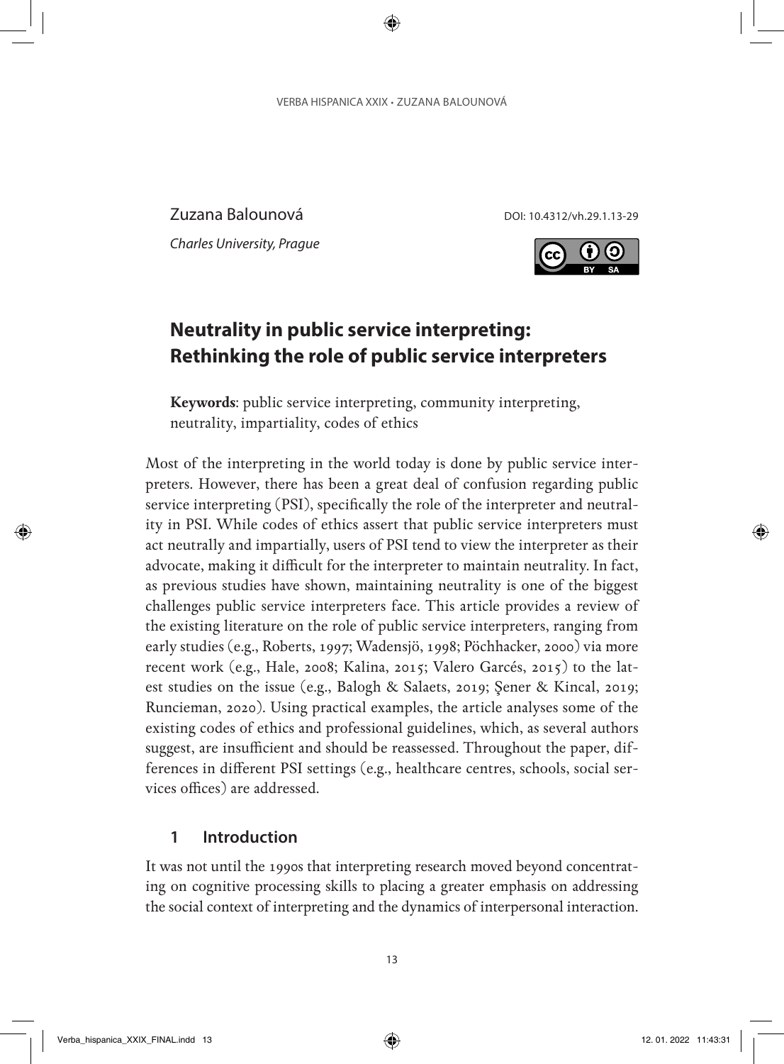Zuzana Balounová

*Charles University, Prague*

DOI: 10.4312/vh.29.1.13-29

# Neutrality in public service interpreting: Rethinking the role of public service interpreters

**Keywords**: public service interpreting, community interpreting, neutrality, impartiality, codes of ethics

Most of the interpreting in the world today is done by public service interpreters. However, there has been a great deal of confusion regarding public service interpreting (PSI), specifically the role of the interpreter and neutrality in PSI. While codes of ethics assert that public service interpreters must act neutrally and impartially, users of PSI tend to view the interpreter as their advocate, making it difficult for the interpreter to maintain neutrality. In fact, as previous studies have shown, maintaining neutrality is one of the biggest challenges public service interpreters face. This article provides a review of the existing literature on the role of public service interpreters, ranging from early studies (e.g., Roberts, 1997; Wadensjö, 1998; Pöchhacker, 2000) via more recent work (e.g., Hale, 2008; Kalina, 2015; Valero Garcés, 2015) to the latest studies on the issue (e.g., Balogh & Salaets, 2019; Şener & Kincal, 2019; Runcieman, 2020). Using practical examples, the article analyses some of the existing codes of ethics and professional guidelines, which, as several authors suggest, are insufficient and should be reassessed. Throughout the paper, differences in different PSI settings (e.g., healthcare centres, schools, social services offices) are addressed.

## 1 Introduction

It was not until the 1990s that interpreting research moved beyond concentrating on cognitive processing skills to placing a greater emphasis on addressing the social context of interpreting and the dynamics of interpersonal interaction.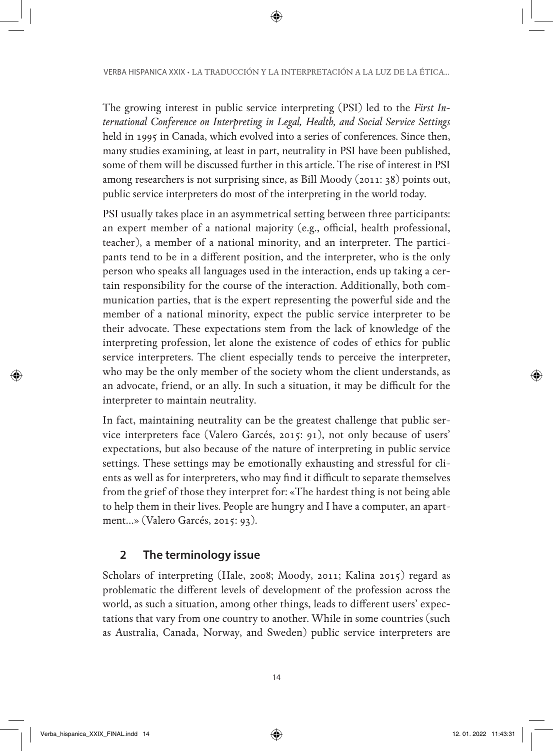The growing interest in public service interpreting (PSI) led to the *First International Conference on Interpreting in Legal, Health, and Social Service Settings* held in 1995 in Canada, which evolved into a series of conferences. Since then, many studies examining, at least in part, neutrality in PSI have been published, some of them will be discussed further in this article. The rise of interest in PSI among researchers is not surprising since, as Bill Moody (2011: 38) points out, public service interpreters do most of the interpreting in the world today.

PSI usually takes place in an asymmetrical setting between three participants: an expert member of a national majority (e.g., official, health professional, teacher), a member of a national minority, and an interpreter. The participants tend to be in a different position, and the interpreter, who is the only person who speaks all languages used in the interaction, ends up taking a certain responsibility for the course of the interaction. Additionally, both communication parties, that is the expert representing the powerful side and the member of a national minority, expect the public service interpreter to be their advocate. These expectations stem from the lack of knowledge of the interpreting profession, let alone the existence of codes of ethics for public service interpreters. The client especially tends to perceive the interpreter, who may be the only member of the society whom the client understands, as an advocate, friend, or an ally. In such a situation, it may be difficult for the interpreter to maintain neutrality.

In fact, maintaining neutrality can be the greatest challenge that public service interpreters face (Valero Garcés, 2015: 91), not only because of users' expectations, but also because of the nature of interpreting in public service settings. These settings may be emotionally exhausting and stressful for clients as well as for interpreters, who may find it difficult to separate themselves from the grief of those they interpret for: «The hardest thing is not being able to help them in their lives. People are hungry and I have a computer, an apartment…» (Valero Garcés, 2015: 93).

## 2 The terminology issue

Scholars of interpreting (Hale, 2008; Moody, 2011; Kalina 2015) regard as problematic the different levels of development of the profession across the world, as such a situation, among other things, leads to different users' expectations that vary from one country to another. While in some countries (such as Australia, Canada, Norway, and Sweden) public service interpreters are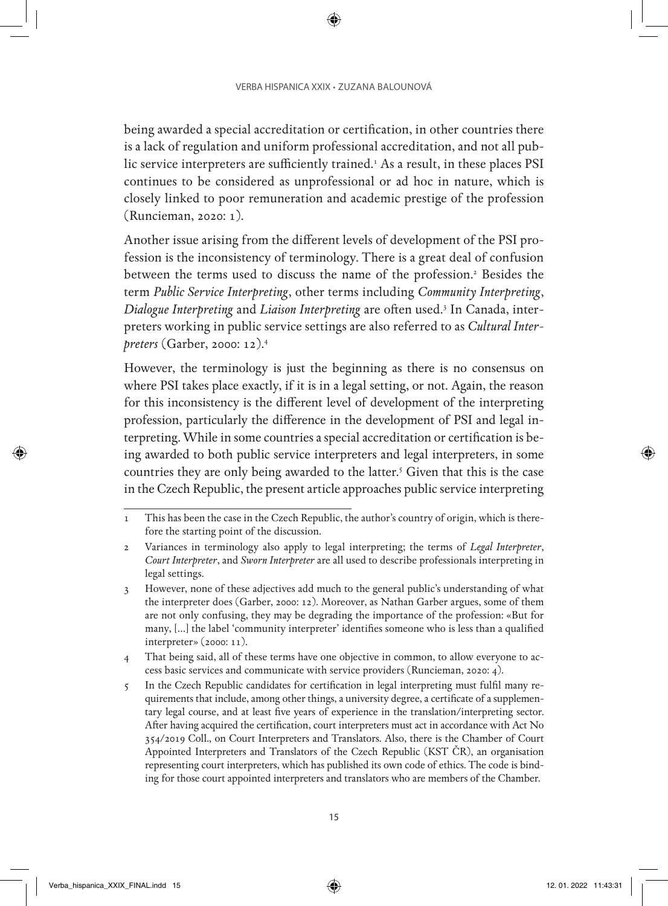being awarded a special accreditation or certification, in other countries there is a lack of regulation and uniform professional accreditation, and not all public service interpreters are sufficiently trained.[1] As a result, in these places PSI continues to be considered as unprofessional or ad hoc in nature, which is closely linked to poor remuneration and academic prestige of the profession (Runcieman, 2020: 1).

Another issue arising from the different levels of development of the PSI profession is the inconsistency of terminology. There is a great deal of confusion between the terms used to discuss the name of the profession.[2] Besides the term *Public Service Interpreting*, other terms including *Community Interpreting*, *Dialogue Interpreting* and *Liaison Interpreting* are often used.[3] In Canada, interpreters working in public service settings are also referred to as *Cultural Interpreters* (Garber, 2000: 12).[4]

However, the terminology is just the beginning as there is no consensus on where PSI takes place exactly, if it is in a legal setting, or not. Again, the reason for this inconsistency is the different level of development of the interpreting profession, particularly the difference in the development of PSI and legal interpreting. While in some countries a special accreditation or certification is being awarded to both public service interpreters and legal interpreters, in some countries they are only being awarded to the latter.[5] Given that this is the case in the Czech Republic, the present article approaches public service interpreting

---

1 This has been the case in the Czech Republic, the author's country of origin, which is therefore the starting point of the discussion.

2 Variances in terminology also apply to legal interpreting; the terms of *Legal Interpreter*, *Court Interpreter*, and *Sworn Interpreter* are all used to describe professionals interpreting in legal settings.

3 However, none of these adjectives add much to the general public's understanding of what the interpreter does (Garber, 2000: 12). Moreover, as Nathan Garber argues, some of them are not only confusing, they may be degrading the importance of the profession: «But for many, […] the label 'community interpreter' identifies someone who is less than a qualified interpreter» (2000: 11).

4 That being said, all of these terms have one objective in common, to allow everyone to access basic services and communicate with service providers (Runcieman, 2020: 4).

5 In the Czech Republic candidates for certification in legal interpreting must fulfil many requirements that include, among other things, a university degree, a certificate of a supplementary legal course, and at least five years of experience in the translation/interpreting sector. After having acquired the certification, court interpreters must act in accordance with Act No 354/2019 Coll., on Court Interpreters and Translators. Also, there is the Chamber of Court Appointed Interpreters and Translators of the Czech Republic (KST ČR), an organisation representing court interpreters, which has published its own code of ethics. The code is binding for those court appointed interpreters and translators who are members of the Chamber.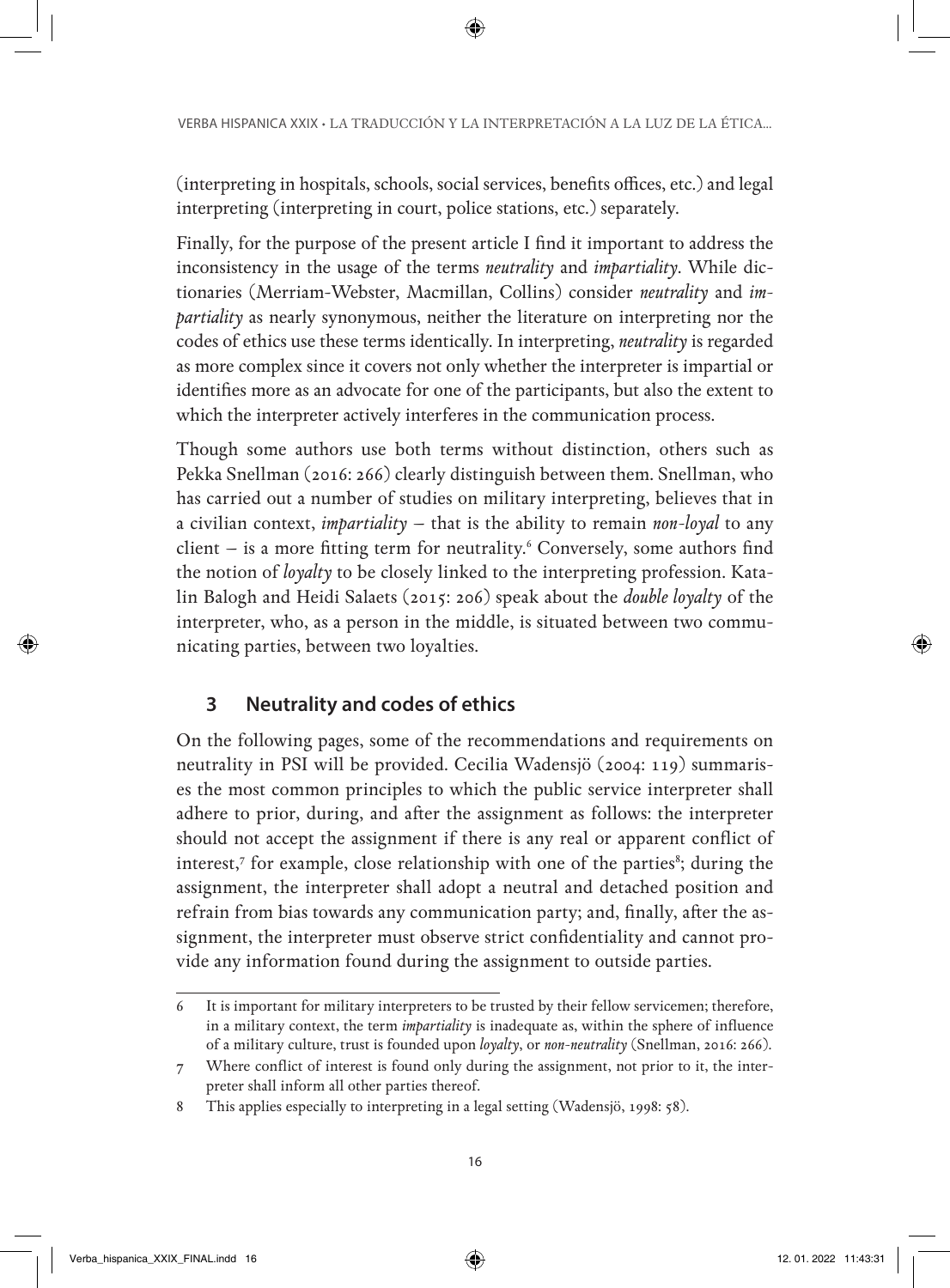(interpreting in hospitals, schools, social services, benefits offices, etc.) and legal interpreting (interpreting in court, police stations, etc.) separately.

Finally, for the purpose of the present article I find it important to address the inconsistency in the usage of the terms *neutrality* and *impartiality*. While dictionaries (Merriam-Webster, Macmillan, Collins) consider *neutrality* and *impartiality* as nearly synonymous, neither the literature on interpreting nor the codes of ethics use these terms identically. In interpreting, *neutrality* is regarded as more complex since it covers not only whether the interpreter is impartial or identifies more as an advocate for one of the participants, but also the extent to which the interpreter actively interferes in the communication process.

Though some authors use both terms without distinction, others such as Pekka Snellman (2016: 266) clearly distinguish between them. Snellman, who has carried out a number of studies on military interpreting, believes that in a civilian context, *impartiality* – that is the ability to remain *non-loyal* to any client – is a more fitting term for neutrality.[6] Conversely, some authors find the notion of *loyalty* to be closely linked to the interpreting profession. Katalin Balogh and Heidi Salaets (2015: 206) speak about the *double loyalty* of the interpreter, who, as a person in the middle, is situated between two communicating parties, between two loyalties.

## 3 Neutrality and codes of ethics

On the following pages, some of the recommendations and requirements on neutrality in PSI will be provided. Cecilia Wadensjö (2004: 119) summarises the most common principles to which the public service interpreter shall adhere to prior, during, and after the assignment as follows: the interpreter should not accept the assignment if there is any real or apparent conflict of interest,[7] for example, close relationship with one of the parties[8]; during the assignment, the interpreter shall adopt a neutral and detached position and refrain from bias towards any communication party; and, finally, after the assignment, the interpreter must observe strict confidentiality and cannot provide any information found during the assignment to outside parties.

---

6 It is important for military interpreters to be trusted by their fellow servicemen; therefore, in a military context, the term *impartiality* is inadequate as, within the sphere of influence of a military culture, trust is founded upon *loyalty*, or *non-neutrality* (Snellman, 2016: 266).

7 Where conflict of interest is found only during the assignment, not prior to it, the interpreter shall inform all other parties thereof.

8 This applies especially to interpreting in a legal setting (Wadensjö, 1998: 58).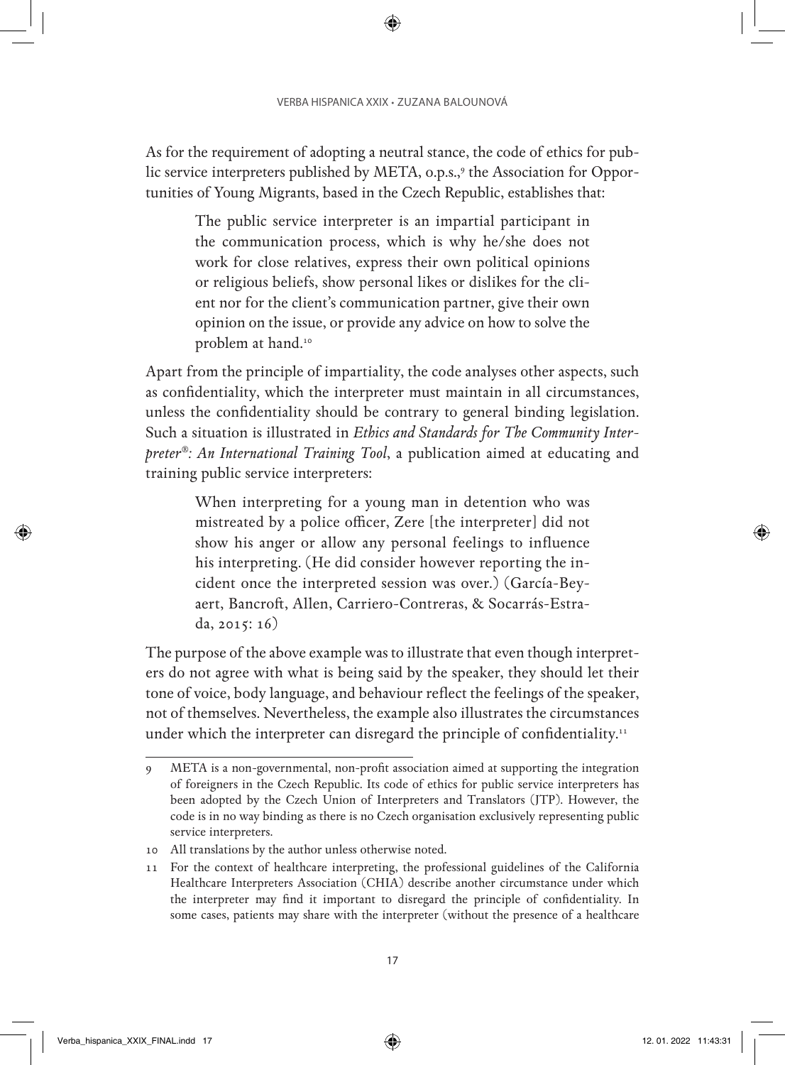As for the requirement of adopting a neutral stance, the code of ethics for public service interpreters published by META, o.p.s.,[9] the Association for Opportunities of Young Migrants, based in the Czech Republic, establishes that:

> The public service interpreter is an impartial participant in the communication process, which is why he/she does not work for close relatives, express their own political opinions or religious beliefs, show personal likes or dislikes for the client nor for the client's communication partner, give their own opinion on the issue, or provide any advice on how to solve the problem at hand.[10]

Apart from the principle of impartiality, the code analyses other aspects, such as confidentiality, which the interpreter must maintain in all circumstances, unless the confidentiality should be contrary to general binding legislation. Such a situation is illustrated in *Ethics and Standards for The Community Interpreter®: An International Training Tool*, a publication aimed at educating and training public service interpreters:

> When interpreting for a young man in detention who was mistreated by a police officer, Zere [the interpreter] did not show his anger or allow any personal feelings to influence his interpreting. (He did consider however reporting the incident once the interpreted session was over.) (García-Beyaert, Bancroft, Allen, Carriero-Contreras, & Socarrás-Estrada, 2015: 16)

The purpose of the above example was to illustrate that even though interpreters do not agree with what is being said by the speaker, they should let their tone of voice, body language, and behaviour reflect the feelings of the speaker, not of themselves. Nevertheless, the example also illustrates the circumstances under which the interpreter can disregard the principle of confidentiality.[11]

---

9 META is a non-governmental, non-profit association aimed at supporting the integration of foreigners in the Czech Republic. Its code of ethics for public service interpreters has been adopted by the Czech Union of Interpreters and Translators (JTP). However, the code is in no way binding as there is no Czech organisation exclusively representing public service interpreters.

10 All translations by the author unless otherwise noted.

11 For the context of healthcare interpreting, the professional guidelines of the California Healthcare Interpreters Association (CHIA) describe another circumstance under which the interpreter may find it important to disregard the principle of confidentiality. In some cases, patients may share with the interpreter (without the presence of a healthcare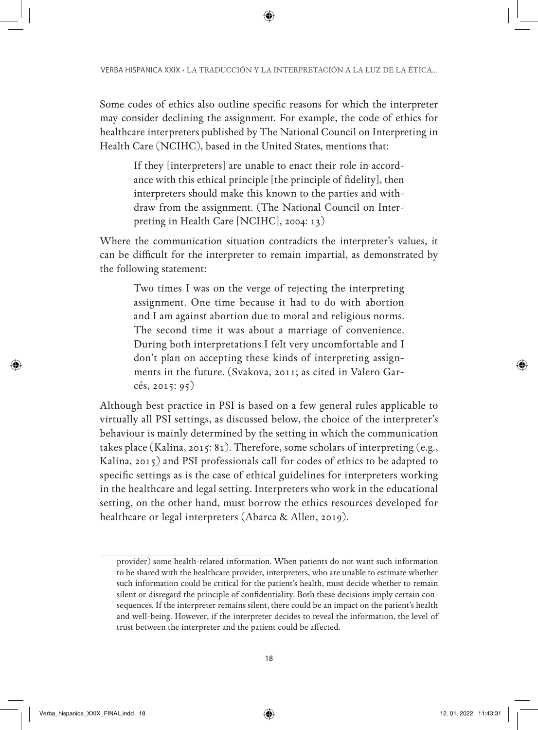Some codes of ethics also outline specific reasons for which the interpreter may consider declining the assignment. For example, the code of ethics for healthcare interpreters published by The National Council on Interpreting in Health Care (NCIHC), based in the United States, mentions that:

> If they [interpreters] are unable to enact their role in accordance with this ethical principle [the principle of fidelity], then interpreters should make this known to the parties and withdraw from the assignment. (The National Council on Interpreting in Health Care [NCIHC], 2004: 13)

Where the communication situation contradicts the interpreter's values, it can be difficult for the interpreter to remain impartial, as demonstrated by the following statement:

> Two times I was on the verge of rejecting the interpreting assignment. One time because it had to do with abortion and I am against abortion due to moral and religious norms. The second time it was about a marriage of convenience. During both interpretations I felt very uncomfortable and I don't plan on accepting these kinds of interpreting assignments in the future. (Svakova, 2011; as cited in Valero Garcés, 2015: 95)

Although best practice in PSI is based on a few general rules applicable to virtually all PSI settings, as discussed below, the choice of the interpreter's behaviour is mainly determined by the setting in which the communication takes place (Kalina, 2015: 81). Therefore, some scholars of interpreting (e.g., Kalina, 2015) and PSI professionals call for codes of ethics to be adapted to specific settings as is the case of ethical guidelines for interpreters working in the healthcare and legal setting. Interpreters who work in the educational setting, on the other hand, must borrow the ethics resources developed for healthcare or legal interpreters (Abarca & Allen, 2019).

---

provider) some health-related information. When patients do not want such information to be shared with the healthcare provider, interpreters, who are unable to estimate whether such information could be critical for the patient's health, must decide whether to remain silent or disregard the principle of confidentiality. Both these decisions imply certain consequences. If the interpreter remains silent, there could be an impact on the patient's health and well-being. However, if the interpreter decides to reveal the information, the level of trust between the interpreter and the patient could be affected.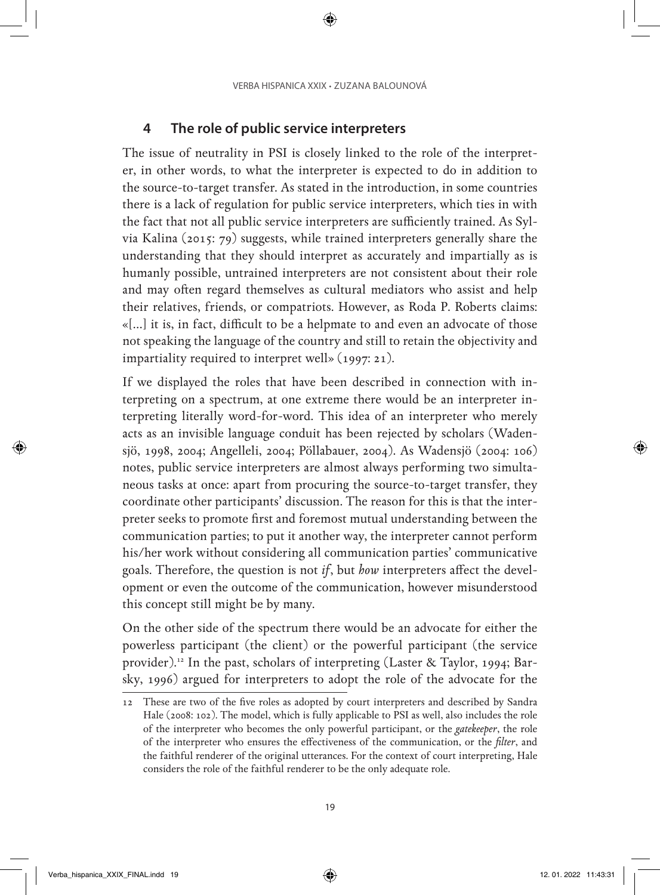## 4 The role of public service interpreters

The issue of neutrality in PSI is closely linked to the role of the interpreter, in other words, to what the interpreter is expected to do in addition to the source-to-target transfer. As stated in the introduction, in some countries there is a lack of regulation for public service interpreters, which ties in with the fact that not all public service interpreters are sufficiently trained. As Sylvia Kalina (2015: 79) suggests, while trained interpreters generally share the understanding that they should interpret as accurately and impartially as is humanly possible, untrained interpreters are not consistent about their role and may often regard themselves as cultural mediators who assist and help their relatives, friends, or compatriots. However, as Roda P. Roberts claims: «[...] it is, in fact, difficult to be a helpmate to and even an advocate of those not speaking the language of the country and still to retain the objectivity and impartiality required to interpret well» (1997: 21).

If we displayed the roles that have been described in connection with interpreting on a spectrum, at one extreme there would be an interpreter interpreting literally word-for-word. This idea of an interpreter who merely acts as an invisible language conduit has been rejected by scholars (Wadensjö, 1998, 2004; Angelleli, 2004; Pöllabauer, 2004). As Wadensjö (2004: 106) notes, public service interpreters are almost always performing two simultaneous tasks at once: apart from procuring the source-to-target transfer, they coordinate other participants' discussion. The reason for this is that the interpreter seeks to promote first and foremost mutual understanding between the communication parties; to put it another way, the interpreter cannot perform his/her work without considering all communication parties' communicative goals. Therefore, the question is not *if*, but *how* interpreters affect the development or even the outcome of the communication, however misunderstood this concept still might be by many.

On the other side of the spectrum there would be an advocate for either the powerless participant (the client) or the powerful participant (the service provider).[12] In the past, scholars of interpreting (Laster & Taylor, 1994; Barsky, 1996) argued for interpreters to adopt the role of the advocate for the

---

12 These are two of the five roles as adopted by court interpreters and described by Sandra Hale (2008: 102). The model, which is fully applicable to PSI as well, also includes the role of the interpreter who becomes the only powerful participant, or the *gatekeeper*, the role of the interpreter who ensures the effectiveness of the communication, or the *filter*, and the faithful renderer of the original utterances. For the context of court interpreting, Hale considers the role of the faithful renderer to be the only adequate role.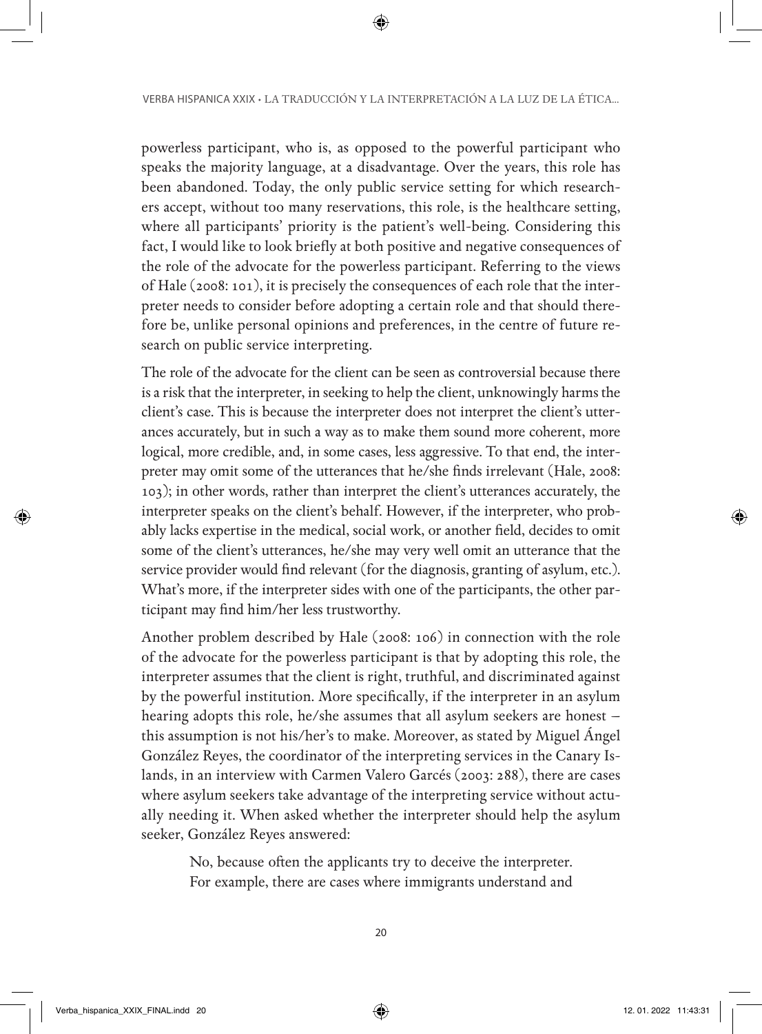powerless participant, who is, as opposed to the powerful participant who speaks the majority language, at a disadvantage. Over the years, this role has been abandoned. Today, the only public service setting for which researchers accept, without too many reservations, this role, is the healthcare setting, where all participants' priority is the patient's well-being. Considering this fact, I would like to look briefly at both positive and negative consequences of the role of the advocate for the powerless participant. Referring to the views of Hale (2008: 101), it is precisely the consequences of each role that the interpreter needs to consider before adopting a certain role and that should therefore be, unlike personal opinions and preferences, in the centre of future research on public service interpreting.

The role of the advocate for the client can be seen as controversial because there is a risk that the interpreter, in seeking to help the client, unknowingly harms the client's case. This is because the interpreter does not interpret the client's utterances accurately, but in such a way as to make them sound more coherent, more logical, more credible, and, in some cases, less aggressive. To that end, the interpreter may omit some of the utterances that he/she finds irrelevant (Hale, 2008: 103); in other words, rather than interpret the client's utterances accurately, the interpreter speaks on the client's behalf. However, if the interpreter, who probably lacks expertise in the medical, social work, or another field, decides to omit some of the client's utterances, he/she may very well omit an utterance that the service provider would find relevant (for the diagnosis, granting of asylum, etc.). What's more, if the interpreter sides with one of the participants, the other participant may find him/her less trustworthy.

Another problem described by Hale (2008: 106) in connection with the role of the advocate for the powerless participant is that by adopting this role, the interpreter assumes that the client is right, truthful, and discriminated against by the powerful institution. More specifically, if the interpreter in an asylum hearing adopts this role, he/she assumes that all asylum seekers are honest – this assumption is not his/her's to make. Moreover, as stated by Miguel Ángel González Reyes, the coordinator of the interpreting services in the Canary Islands, in an interview with Carmen Valero Garcés (2003: 288), there are cases where asylum seekers take advantage of the interpreting service without actually needing it. When asked whether the interpreter should help the asylum seeker, González Reyes answered:

> No, because often the applicants try to deceive the interpreter. For example, there are cases where immigrants understand and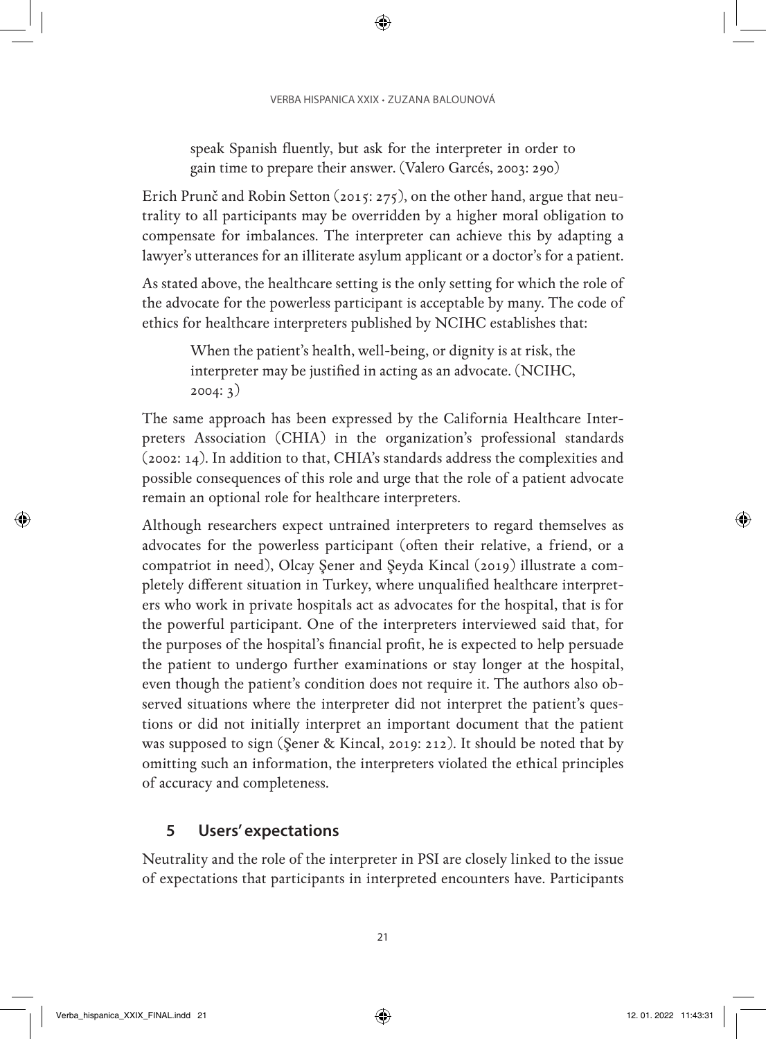> speak Spanish fluently, but ask for the interpreter in order to gain time to prepare their answer. (Valero Garcés, 2003: 290)

Erich Prunč and Robin Setton (2015: 275), on the other hand, argue that neutrality to all participants may be overridden by a higher moral obligation to compensate for imbalances. The interpreter can achieve this by adapting a lawyer's utterances for an illiterate asylum applicant or a doctor's for a patient.

As stated above, the healthcare setting is the only setting for which the role of the advocate for the powerless participant is acceptable by many. The code of ethics for healthcare interpreters published by NCIHC establishes that:

> When the patient's health, well-being, or dignity is at risk, the interpreter may be justified in acting as an advocate. (NCIHC, 2004: 3)

The same approach has been expressed by the California Healthcare Interpreters Association (CHIA) in the organization's professional standards (2002: 14). In addition to that, CHIA's standards address the complexities and possible consequences of this role and urge that the role of a patient advocate remain an optional role for healthcare interpreters.

Although researchers expect untrained interpreters to regard themselves as advocates for the powerless participant (often their relative, a friend, or a compatriot in need), Olcay Şener and Şeyda Kincal (2019) illustrate a completely different situation in Turkey, where unqualified healthcare interpreters who work in private hospitals act as advocates for the hospital, that is for the powerful participant. One of the interpreters interviewed said that, for the purposes of the hospital's financial profit, he is expected to help persuade the patient to undergo further examinations or stay longer at the hospital, even though the patient's condition does not require it. The authors also observed situations where the interpreter did not interpret the patient's questions or did not initially interpret an important document that the patient was supposed to sign (Şener & Kincal, 2019: 212). It should be noted that by omitting such an information, the interpreters violated the ethical principles of accuracy and completeness.

## 5 Users' expectations

Neutrality and the role of the interpreter in PSI are closely linked to the issue of expectations that participants in interpreted encounters have. Participants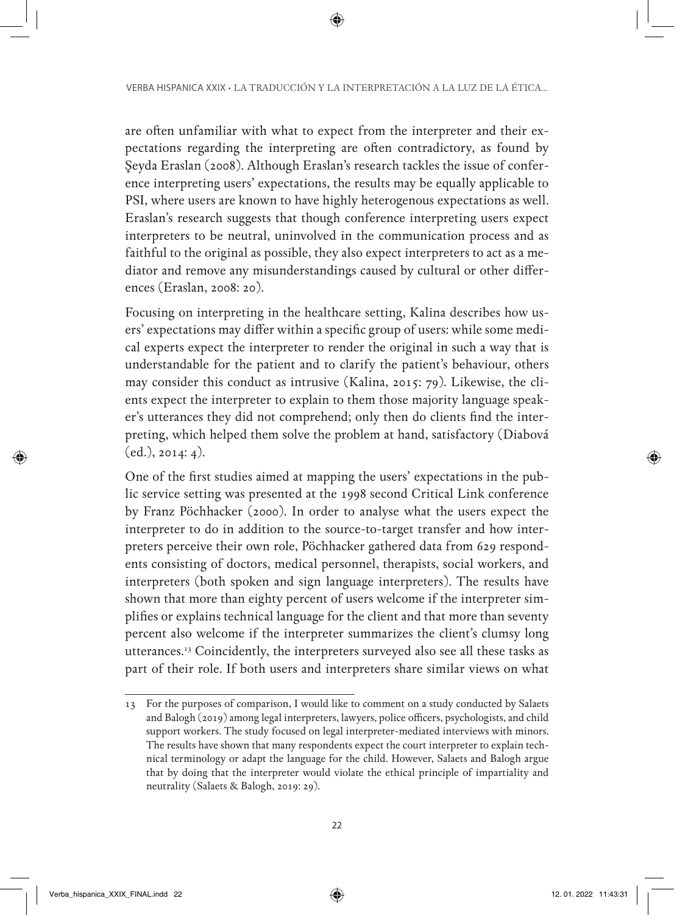are often unfamiliar with what to expect from the interpreter and their expectations regarding the interpreting are often contradictory, as found by Şeyda Eraslan (2008). Although Eraslan's research tackles the issue of conference interpreting users' expectations, the results may be equally applicable to PSI, where users are known to have highly heterogenous expectations as well. Eraslan's research suggests that though conference interpreting users expect interpreters to be neutral, uninvolved in the communication process and as faithful to the original as possible, they also expect interpreters to act as a mediator and remove any misunderstandings caused by cultural or other differences (Eraslan, 2008: 20).

Focusing on interpreting in the healthcare setting, Kalina describes how users' expectations may differ within a specific group of users: while some medical experts expect the interpreter to render the original in such a way that is understandable for the patient and to clarify the patient's behaviour, others may consider this conduct as intrusive (Kalina, 2015: 79). Likewise, the clients expect the interpreter to explain to them those majority language speaker's utterances they did not comprehend; only then do clients find the interpreting, which helped them solve the problem at hand, satisfactory (Diabová (ed.), 2014: 4).

One of the first studies aimed at mapping the users' expectations in the public service setting was presented at the 1998 second Critical Link conference by Franz Pöchhacker (2000). In order to analyse what the users expect the interpreter to do in addition to the source-to-target transfer and how interpreters perceive their own role, Pöchhacker gathered data from 629 respondents consisting of doctors, medical personnel, therapists, social workers, and interpreters (both spoken and sign language interpreters). The results have shown that more than eighty percent of users welcome if the interpreter simplifies or explains technical language for the client and that more than seventy percent also welcome if the interpreter summarizes the client's clumsy long utterances.[13] Coincidently, the interpreters surveyed also see all these tasks as part of their role. If both users and interpreters share similar views on what

---

[13] For the purposes of comparison, I would like to comment on a study conducted by Salaets and Balogh (2019) among legal interpreters, lawyers, police officers, psychologists, and child support workers. The study focused on legal interpreter-mediated interviews with minors. The results have shown that many respondents expect the court interpreter to explain technical terminology or adapt the language for the child. However, Salaets and Balogh argue that by doing that the interpreter would violate the ethical principle of impartiality and neutrality (Salaets & Balogh, 2019: 29).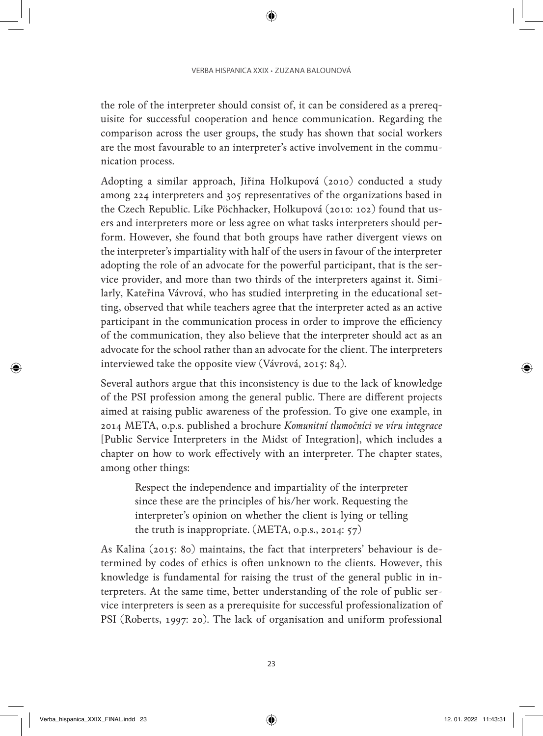the role of the interpreter should consist of, it can be considered as a prerequisite for successful cooperation and hence communication. Regarding the comparison across the user groups, the study has shown that social workers are the most favourable to an interpreter's active involvement in the communication process.

Adopting a similar approach, Jiřina Holkupová (2010) conducted a study among 224 interpreters and 305 representatives of the organizations based in the Czech Republic. Like Pöchhacker, Holkupová (2010: 102) found that users and interpreters more or less agree on what tasks interpreters should perform. However, she found that both groups have rather divergent views on the interpreter's impartiality with half of the users in favour of the interpreter adopting the role of an advocate for the powerful participant, that is the service provider, and more than two thirds of the interpreters against it. Similarly, Kateřina Vávrová, who has studied interpreting in the educational setting, observed that while teachers agree that the interpreter acted as an active participant in the communication process in order to improve the efficiency of the communication, they also believe that the interpreter should act as an advocate for the school rather than an advocate for the client. The interpreters interviewed take the opposite view (Vávrová, 2015: 84).

Several authors argue that this inconsistency is due to the lack of knowledge of the PSI profession among the general public. There are different projects aimed at raising public awareness of the profession. To give one example, in 2014 META, o.p.s. published a brochure *Komunitní tlumočníci ve víru integrace* [Public Service Interpreters in the Midst of Integration], which includes a chapter on how to work effectively with an interpreter. The chapter states, among other things:

> Respect the independence and impartiality of the interpreter since these are the principles of his/her work. Requesting the interpreter's opinion on whether the client is lying or telling the truth is inappropriate. (META, o.p.s., 2014: 57)

As Kalina (2015: 80) maintains, the fact that interpreters' behaviour is determined by codes of ethics is often unknown to the clients. However, this knowledge is fundamental for raising the trust of the general public in interpreters. At the same time, better understanding of the role of public service interpreters is seen as a prerequisite for successful professionalization of PSI (Roberts, 1997: 20). The lack of organisation and uniform professional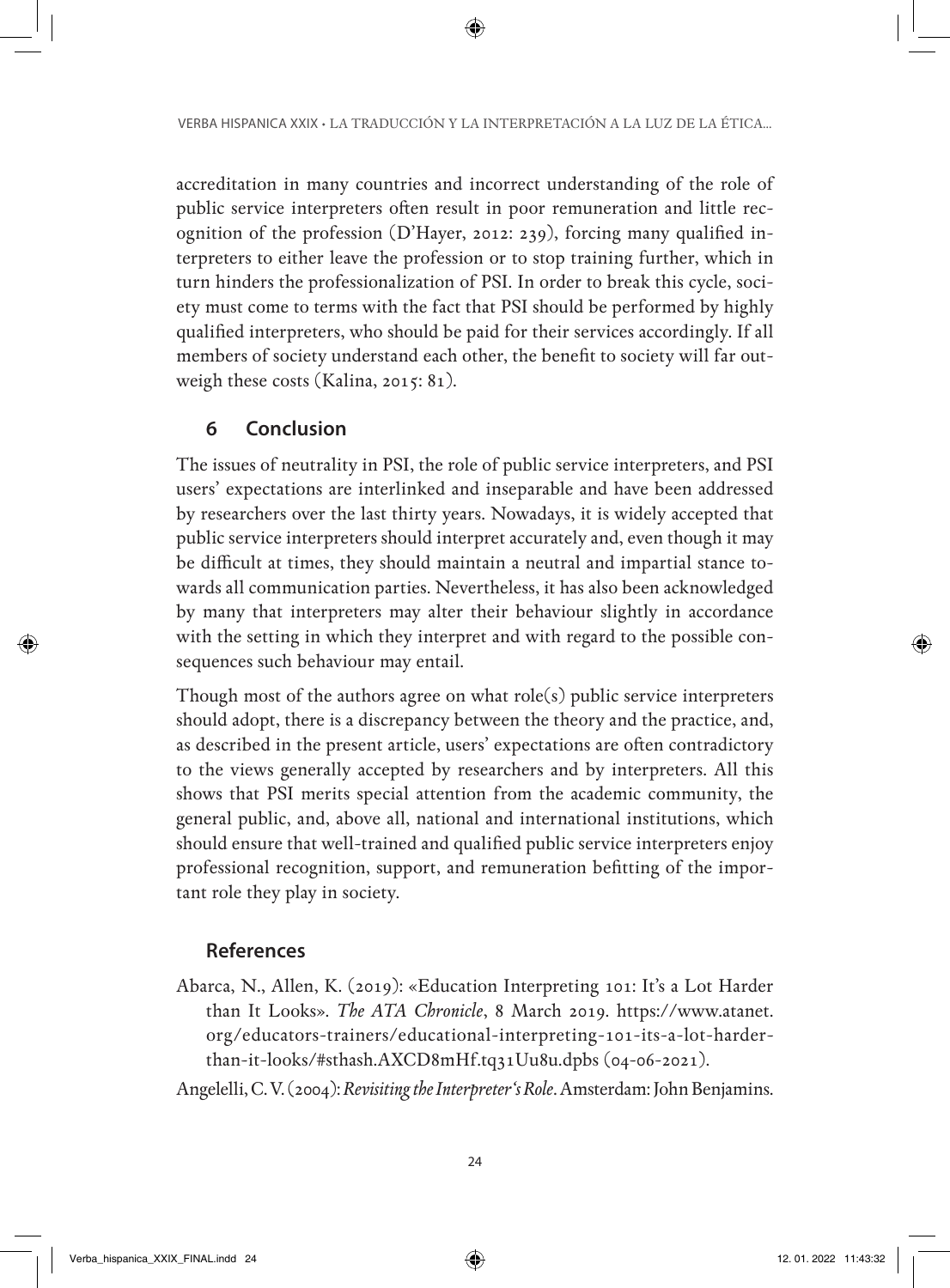accreditation in many countries and incorrect understanding of the role of public service interpreters often result in poor remuneration and little recognition of the profession (D'Hayer, 2012: 239), forcing many qualified interpreters to either leave the profession or to stop training further, which in turn hinders the professionalization of PSI. In order to break this cycle, society must come to terms with the fact that PSI should be performed by highly qualified interpreters, who should be paid for their services accordingly. If all members of society understand each other, the benefit to society will far outweigh these costs (Kalina, 2015: 81).

## 6 Conclusion

The issues of neutrality in PSI, the role of public service interpreters, and PSI users' expectations are interlinked and inseparable and have been addressed by researchers over the last thirty years. Nowadays, it is widely accepted that public service interpreters should interpret accurately and, even though it may be difficult at times, they should maintain a neutral and impartial stance towards all communication parties. Nevertheless, it has also been acknowledged by many that interpreters may alter their behaviour slightly in accordance with the setting in which they interpret and with regard to the possible consequences such behaviour may entail.

Though most of the authors agree on what role(s) public service interpreters should adopt, there is a discrepancy between the theory and the practice, and, as described in the present article, users' expectations are often contradictory to the views generally accepted by researchers and by interpreters. All this shows that PSI merits special attention from the academic community, the general public, and, above all, national and international institutions, which should ensure that well-trained and qualified public service interpreters enjoy professional recognition, support, and remuneration befitting of the important role they play in society.

## References

Abarca, N., Allen, K. (2019): «Education Interpreting 101: It's a Lot Harder than It Looks». *The ATA Chronicle*, 8 March 2019. https://www.atanet.org/educators-trainers/educational-interpreting-101-its-a-lot-harder-than-it-looks/#sthash.AXCD8mHf.tq31Uu8u.dpbs (04-06-2021).

Angelelli, C. V. (2004): *Revisiting the Interpreter's Role*. Amsterdam: John Benjamins.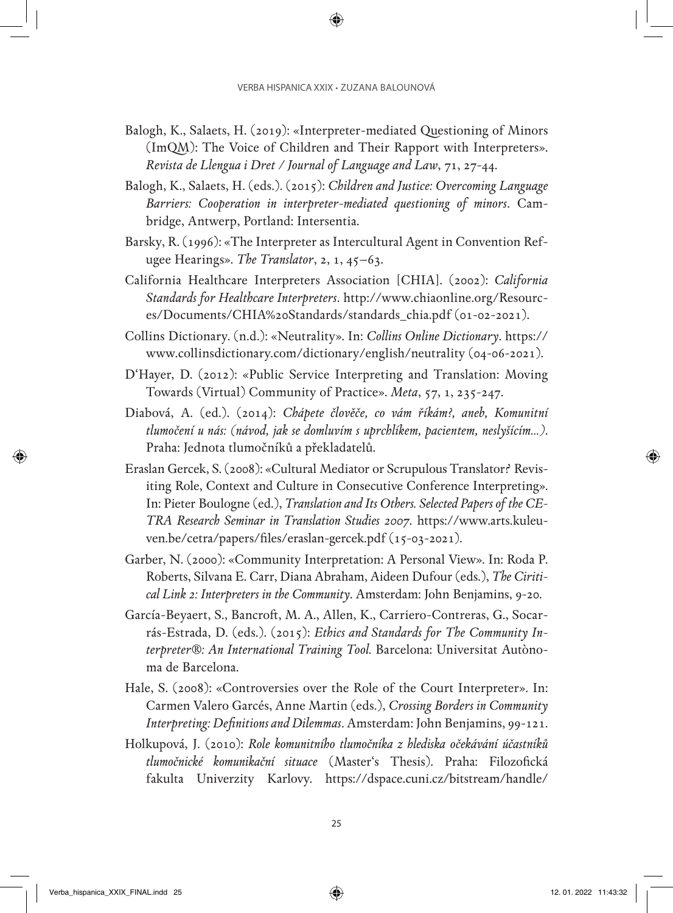Balogh, K., Salaets, H. (2019): «Interpreter-mediated Questioning of Minors (ImQM): The Voice of Children and Their Rapport with Interpreters». *Revista de Llengua i Dret / Journal of Language and Law*, 71, 27-44.

Balogh, K., Salaets, H. (eds.). (2015): *Children and Justice: Overcoming Language Barriers: Cooperation in interpreter-mediated questioning of minors*. Cambridge, Antwerp, Portland: Intersentia.

Barsky, R. (1996): «The Interpreter as Intercultural Agent in Convention Refugee Hearings». *The Translator*, 2, 1, 45–63.

California Healthcare Interpreters Association [CHIA]. (2002): *California Standards for Healthcare Interpreters*. http://www.chiaonline.org/Resources/Documents/CHIA%20Standards/standards_chia.pdf (01-02-2021).

Collins Dictionary. (n.d.): «Neutrality». In: *Collins Online Dictionary*. https://www.collinsdictionary.com/dictionary/english/neutrality (04-06-2021).

D'Hayer, D. (2012): «Public Service Interpreting and Translation: Moving Towards (Virtual) Community of Practice». *Meta*, 57, 1, 235-247.

Diabová, A. (ed.). (2014): *Chápete člověče, co vám říkám?, aneb, Komunitní tlumočení u nás: (návod, jak se domluvím s uprchlíkem, pacientem, neslyšícím...)*. Praha: Jednota tlumočníků a překladatelů.

Eraslan Gercek, S. (2008): «Cultural Mediator or Scrupulous Translator? Revisiting Role, Context and Culture in Consecutive Conference Interpreting». In: Pieter Boulogne (ed.), *Translation and Its Others. Selected Papers of the CETRA Research Seminar in Translation Studies 2007*. https://www.arts.kuleuven.be/cetra/papers/files/eraslan-gercek.pdf (15-03-2021).

Garber, N. (2000): «Community Interpretation: A Personal View». In: Roda P. Roberts, Silvana E. Carr, Diana Abraham, Aideen Dufour (eds.), *The Ciritical Link 2: Interpreters in the Community*. Amsterdam: John Benjamins, 9-20.

García-Beyaert, S., Bancroft, M. A., Allen, K., Carriero-Contreras, G., Socarrás-Estrada, D. (eds.). (2015): *Ethics and Standards for The Community Interpreter®: An International Training Tool.* Barcelona: Universitat Autònoma de Barcelona.

Hale, S. (2008): «Controversies over the Role of the Court Interpreter». In: Carmen Valero Garcés, Anne Martin (eds.), *Crossing Borders in Community Interpreting: Definitions and Dilemmas*. Amsterdam: John Benjamins, 99-121.

Holkupová, J. (2010): *Role komunitního tlumočníka z hlediska očekávání účastníků tlumočnické komunikační situace* (Master's Thesis). Praha: Filozofická fakulta Univerzity Karlovy. https://dspace.cuni.cz/bitstream/handle/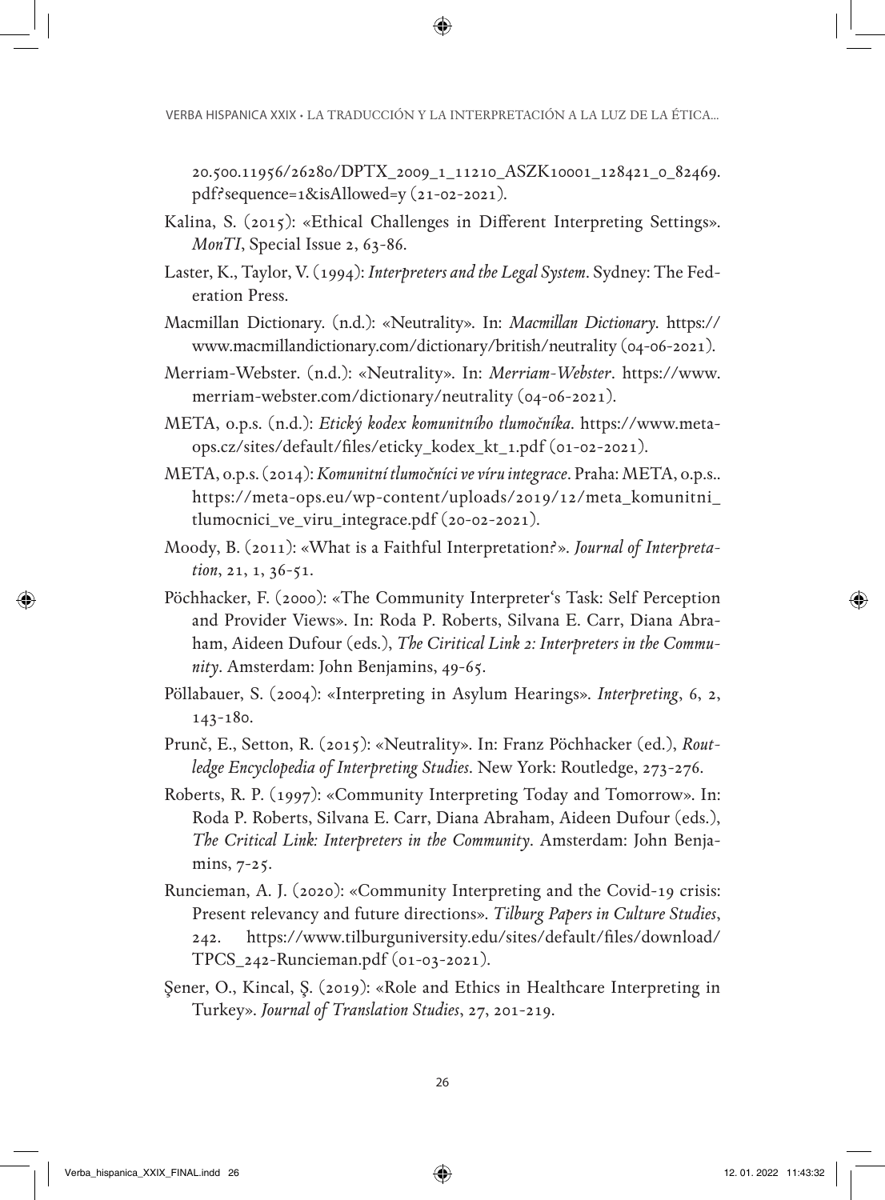20.500.11956/26280/DPTX_2009_1_11210_ASZK10001_128421_0_82469.pdf?sequence=1&isAllowed=y (21-02-2021).

Kalina, S. (2015): «Ethical Challenges in Different Interpreting Settings». *MonTI*, Special Issue 2, 63-86.

Laster, K., Taylor, V. (1994): *Interpreters and the Legal System*. Sydney: The Federation Press.

Macmillan Dictionary. (n.d.): «Neutrality». In: *Macmillan Dictionary*. https://www.macmillandictionary.com/dictionary/british/neutrality (04-06-2021).

Merriam-Webster. (n.d.): «Neutrality». In: *Merriam-Webster*. https://www.merriam-webster.com/dictionary/neutrality (04-06-2021).

META, o.p.s. (n.d.): *Etický kodex komunitního tlumočníka*. https://www.meta-ops.cz/sites/default/files/eticky_kodex_kt_1.pdf (01-02-2021).

META, o.p.s. (2014): *Komunitní tlumočníci ve víru integrace*. Praha: META, o.p.s.. https://meta-ops.eu/wp-content/uploads/2019/12/meta_komunitni_tlumocnici_ve_viru_integrace.pdf (20-02-2021).

Moody, B. (2011): «What is a Faithful Interpretation?». *Journal of Interpretation*, 21, 1, 36-51.

Pöchhacker, F. (2000): «The Community Interpreter's Task: Self Perception and Provider Views». In: Roda P. Roberts, Silvana E. Carr, Diana Abraham, Aideen Dufour (eds.), *The Ciritical Link 2: Interpreters in the Community*. Amsterdam: John Benjamins, 49-65.

Pöllabauer, S. (2004): «Interpreting in Asylum Hearings». *Interpreting*, 6, 2, 143-180.

Prunč, E., Setton, R. (2015): «Neutrality». In: Franz Pöchhacker (ed.), *Routledge Encyclopedia of Interpreting Studies*. New York: Routledge, 273-276.

Roberts, R. P. (1997): «Community Interpreting Today and Tomorrow». In: Roda P. Roberts, Silvana E. Carr, Diana Abraham, Aideen Dufour (eds.), *The Critical Link: Interpreters in the Community*. Amsterdam: John Benjamins, 7-25.

Runcieman, A. J. (2020): «Community Interpreting and the Covid-19 crisis: Present relevancy and future directions». *Tilburg Papers in Culture Studies*, 242. https://www.tilburguniversity.edu/sites/default/files/download/TPCS_242-Runcieman.pdf (01-03-2021).

Şener, O., Kincal, Ş. (2019): «Role and Ethics in Healthcare Interpreting in Turkey». *Journal of Translation Studies*, 27, 201-219.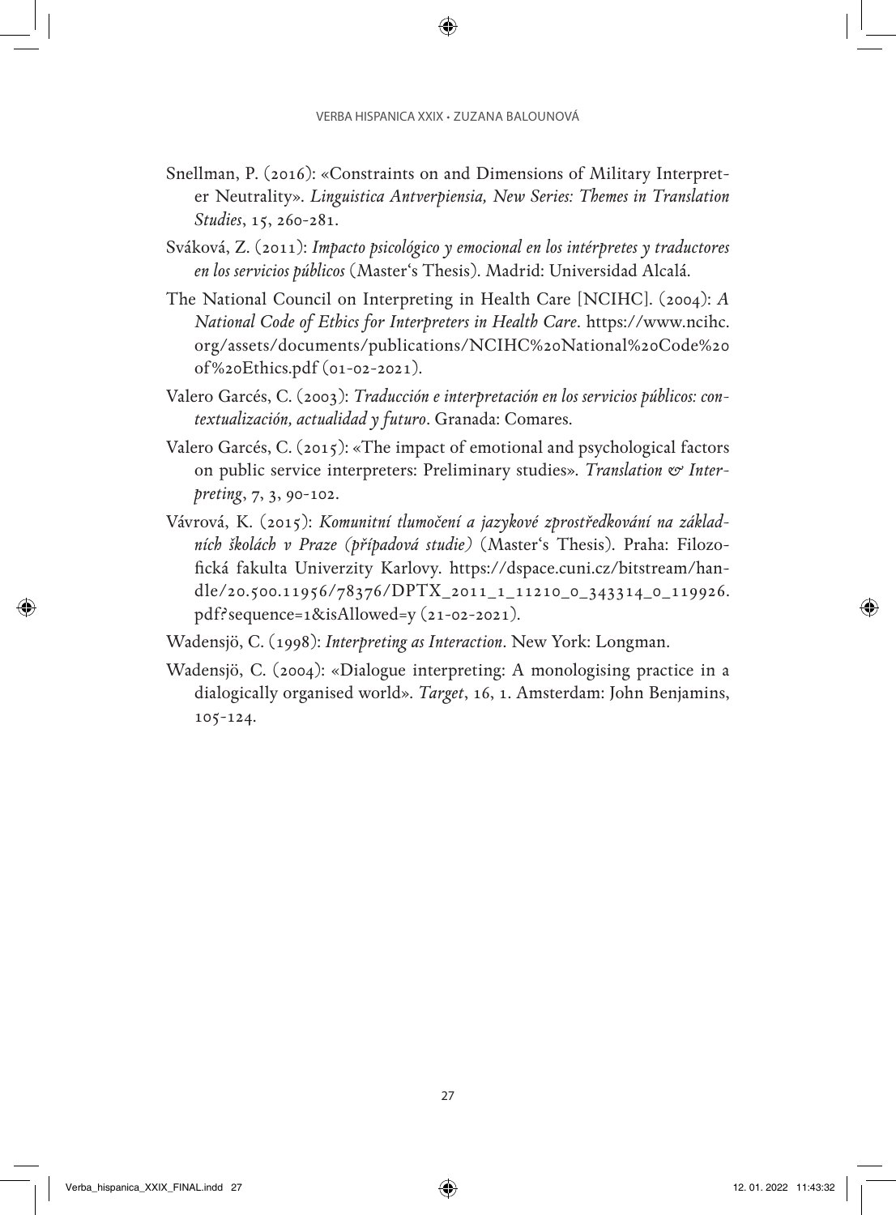Snellman, P. (2016): «Constraints on and Dimensions of Military Interpreter Neutrality». *Linguistica Antverpiensia, New Series: Themes in Translation Studies*, 15, 260-281.

Sváková, Z. (2011): *Impacto psicológico y emocional en los intérpretes y traductores en los servicios públicos* (Master's Thesis). Madrid: Universidad Alcalá.

The National Council on Interpreting in Health Care [NCIHC]. (2004): *A National Code of Ethics for Interpreters in Health Care*. https://www.ncihc.org/assets/documents/publications/NCIHC%20National%20Code%20of%20Ethics.pdf (01-02-2021).

Valero Garcés, C. (2003): *Traducción e interpretación en los servicios públicos: contextualización, actualidad y futuro*. Granada: Comares.

Valero Garcés, C. (2015): «The impact of emotional and psychological factors on public service interpreters: Preliminary studies». *Translation & Interpreting*, 7, 3, 90-102.

Vávrová, K. (2015): *Komunitní tlumočení a jazykové zprostředkování na základních školách v Praze (případová studie)* (Master's Thesis). Praha: Filozofická fakulta Univerzity Karlovy. https://dspace.cuni.cz/bitstream/handle/20.500.11956/78376/DPTX_2011_1_11210_0_343314_0_119926.pdf?sequence=1&isAllowed=y (21-02-2021).

Wadensjö, C. (1998): *Interpreting as Interaction*. New York: Longman.

Wadensjö, C. (2004): «Dialogue interpreting: A monologising practice in a dialogically organised world». *Target*, 16, 1. Amsterdam: John Benjamins, 105-124.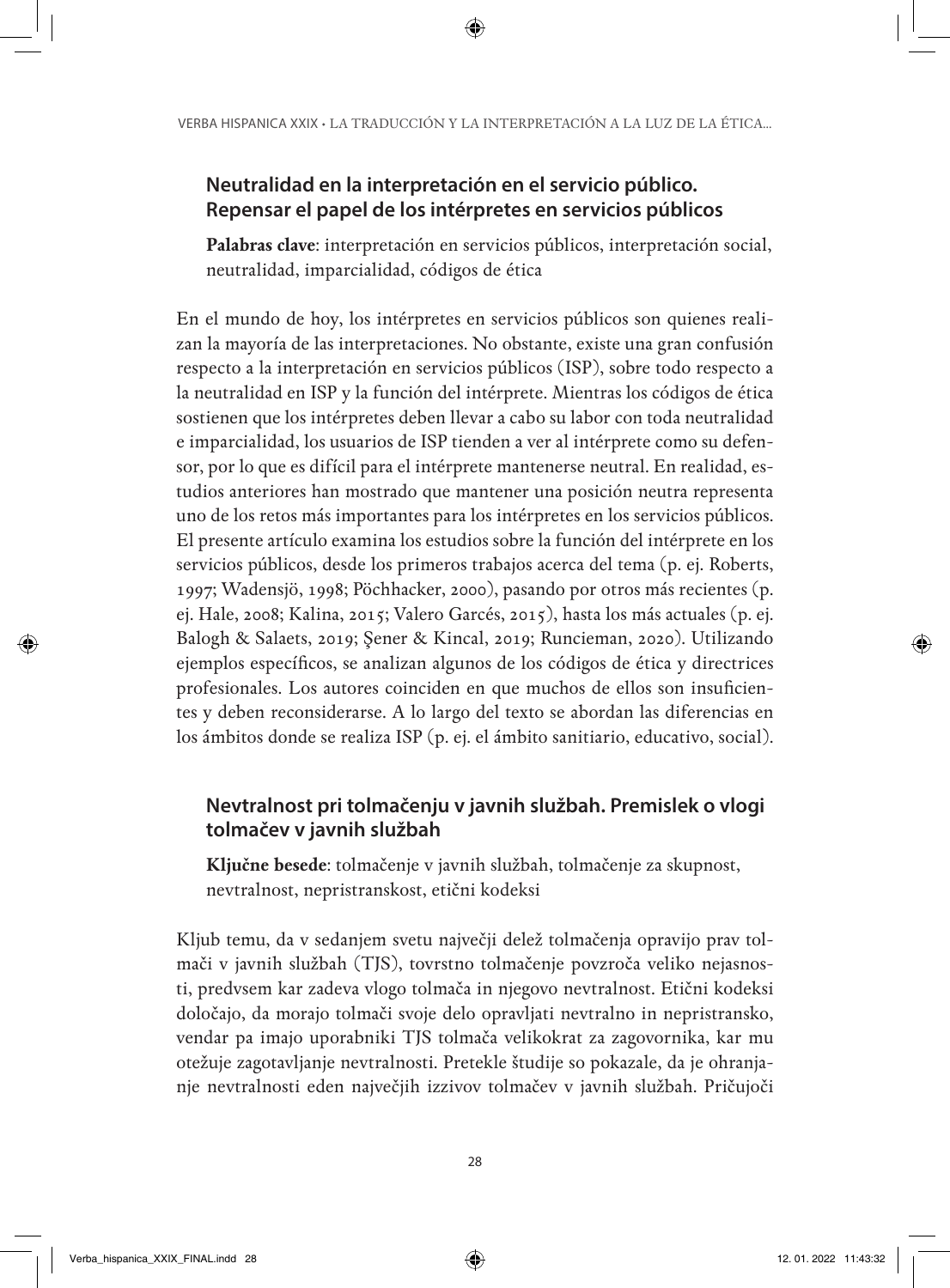## Neutralidad en la interpretación en el servicio público. Repensar el papel de los intérpretes en servicios públicos

**Palabras clave**: interpretación en servicios públicos, interpretación social, neutralidad, imparcialidad, códigos de ética

En el mundo de hoy, los intérpretes en servicios públicos son quienes realizan la mayoría de las interpretaciones. No obstante, existe una gran confusión respecto a la interpretación en servicios públicos (ISP), sobre todo respecto a la neutralidad en ISP y la función del intérprete. Mientras los códigos de ética sostienen que los intérpretes deben llevar a cabo su labor con toda neutralidad e imparcialidad, los usuarios de ISP tienden a ver al intérprete como su defensor, por lo que es difícil para el intérprete mantenerse neutral. En realidad, estudios anteriores han mostrado que mantener una posición neutra representa uno de los retos más importantes para los intérpretes en los servicios públicos. El presente artículo examina los estudios sobre la función del intérprete en los servicios públicos, desde los primeros trabajos acerca del tema (p. ej. Roberts, 1997; Wadensjö, 1998; Pöchhacker, 2000), pasando por otros más recientes (p. ej. Hale, 2008; Kalina, 2015; Valero Garcés, 2015), hasta los más actuales (p. ej. Balogh & Salaets, 2019; Şener & Kincal, 2019; Runcieman, 2020). Utilizando ejemplos específicos, se analizan algunos de los códigos de ética y directrices profesionales. Los autores coinciden en que muchos de ellos son insuficientes y deben reconsiderarse. A lo largo del texto se abordan las diferencias en los ámbitos donde se realiza ISP (p. ej. el ámbito sanitiario, educativo, social).

## Nevtralnost pri tolmačenju v javnih službah. Premislek o vlogi tolmačev v javnih službah

**Ključne besede**: tolmačenje v javnih službah, tolmačenje za skupnost, nevtralnost, nepristranskost, etični kodeksi

Kljub temu, da v sedanjem svetu največji delež tolmačenja opravijo prav tolmači v javnih službah (TJS), tovrstno tolmačenje povzroča veliko nejasnosti, predvsem kar zadeva vlogo tolmača in njegovo nevtralnost. Etični kodeksi določajo, da morajo tolmači svoje delo opravljati nevtralno in nepristransko, vendar pa imajo uporabniki TJS tolmača velikokrat za zagovornika, kar mu otežuje zagotavljanje nevtralnosti. Pretekle študije so pokazale, da je ohranjanje nevtralnosti eden največjih izzivov tolmačev v javnih službah. Pričujoči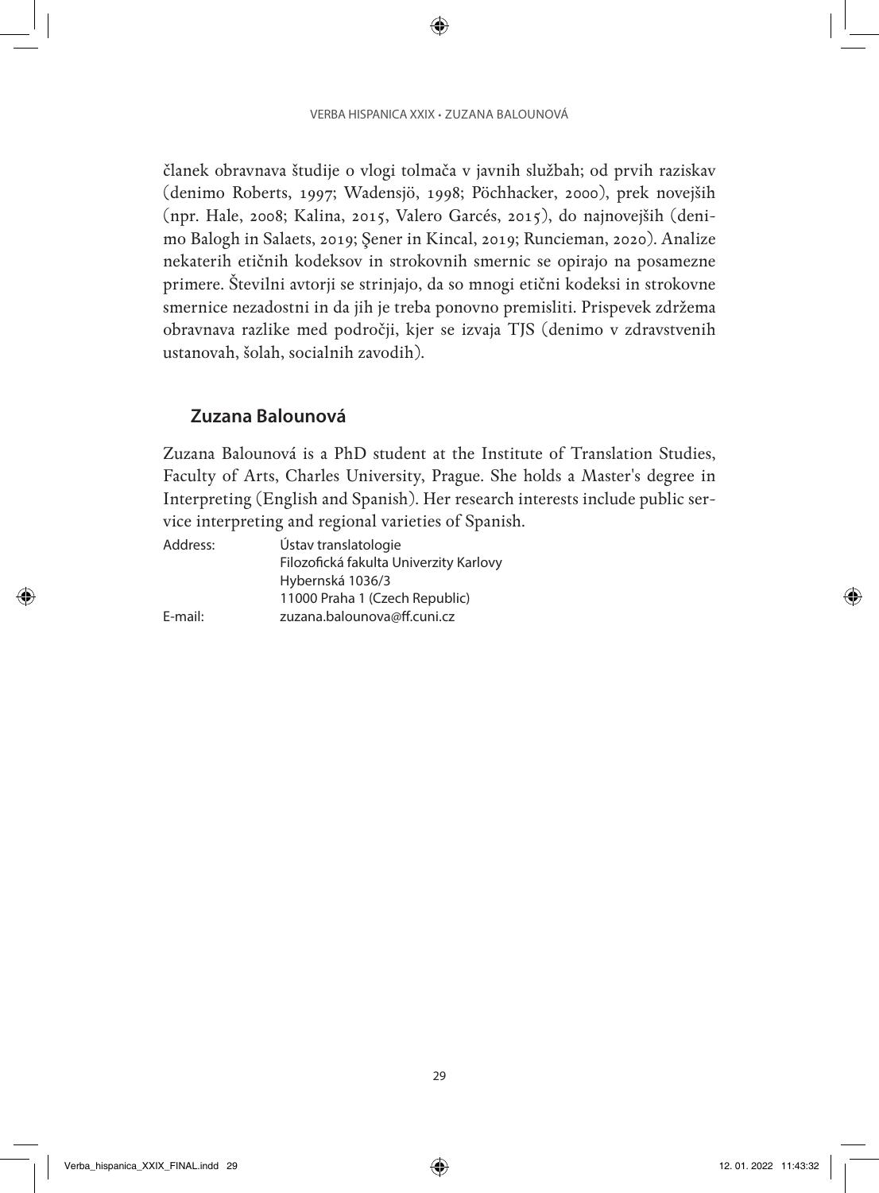članek obravnava študije o vlogi tolmača v javnih službah; od prvih raziskav (denimo Roberts, 1997; Wadensjö, 1998; Pöchhacker, 2000), prek novejših (npr. Hale, 2008; Kalina, 2015, Valero Garcés, 2015), do najnovejših (denimo Balogh in Salaets, 2019; Şener in Kincal, 2019; Runcieman, 2020). Analize nekaterih etičnih kodeksov in strokovnih smernic se opirajo na posamezne primere. Številni avtorji se strinjajo, da so mnogi etični kodeksi in strokovne smernice nezadostni in da jih je treba ponovno premisliti. Prispevek zdržema obravnava razlike med področji, kjer se izvaja TJS (denimo v zdravstvenih ustanovah, šolah, socialnih zavodih).

## Zuzana Balounová

Zuzana Balounová is a PhD student at the Institute of Translation Studies, Faculty of Arts, Charles University, Prague. She holds a Master's degree in Interpreting (English and Spanish). Her research interests include public service interpreting and regional varieties of Spanish.

Address: Ústav translatologie
Filozofická fakulta Univerzity Karlovy
Hybernská 1036/3
11000 Praha 1 (Czech Republic)

E-mail: zuzana.balounova@ff.cuni.cz